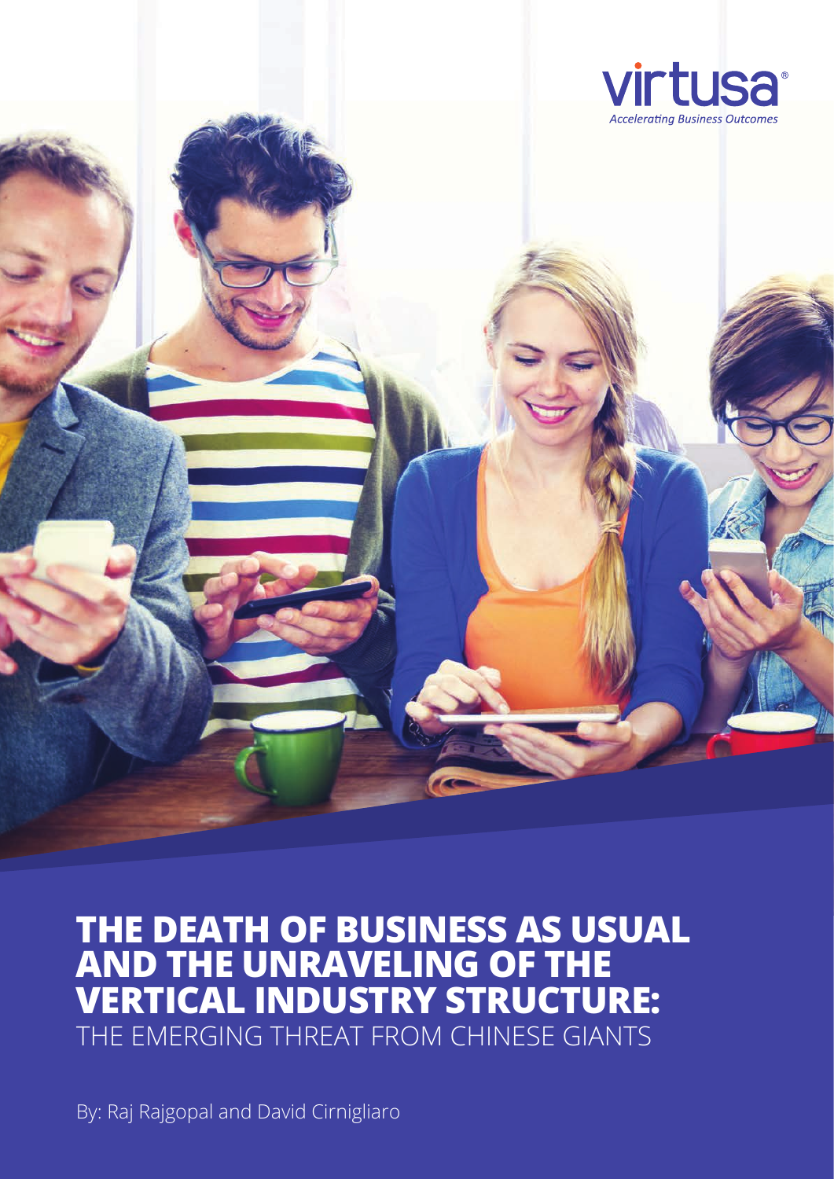virtusa
*Accelerating Business Outcomes*

# THE DEATH OF BUSINESS AS USUAL AND THE UNRAVELING OF THE VERTICAL INDUSTRY STRUCTURE:

## THE EMERGING THREAT FROM CHINESE GIANTS

By: Raj Rajgopal and David Cirnigliaro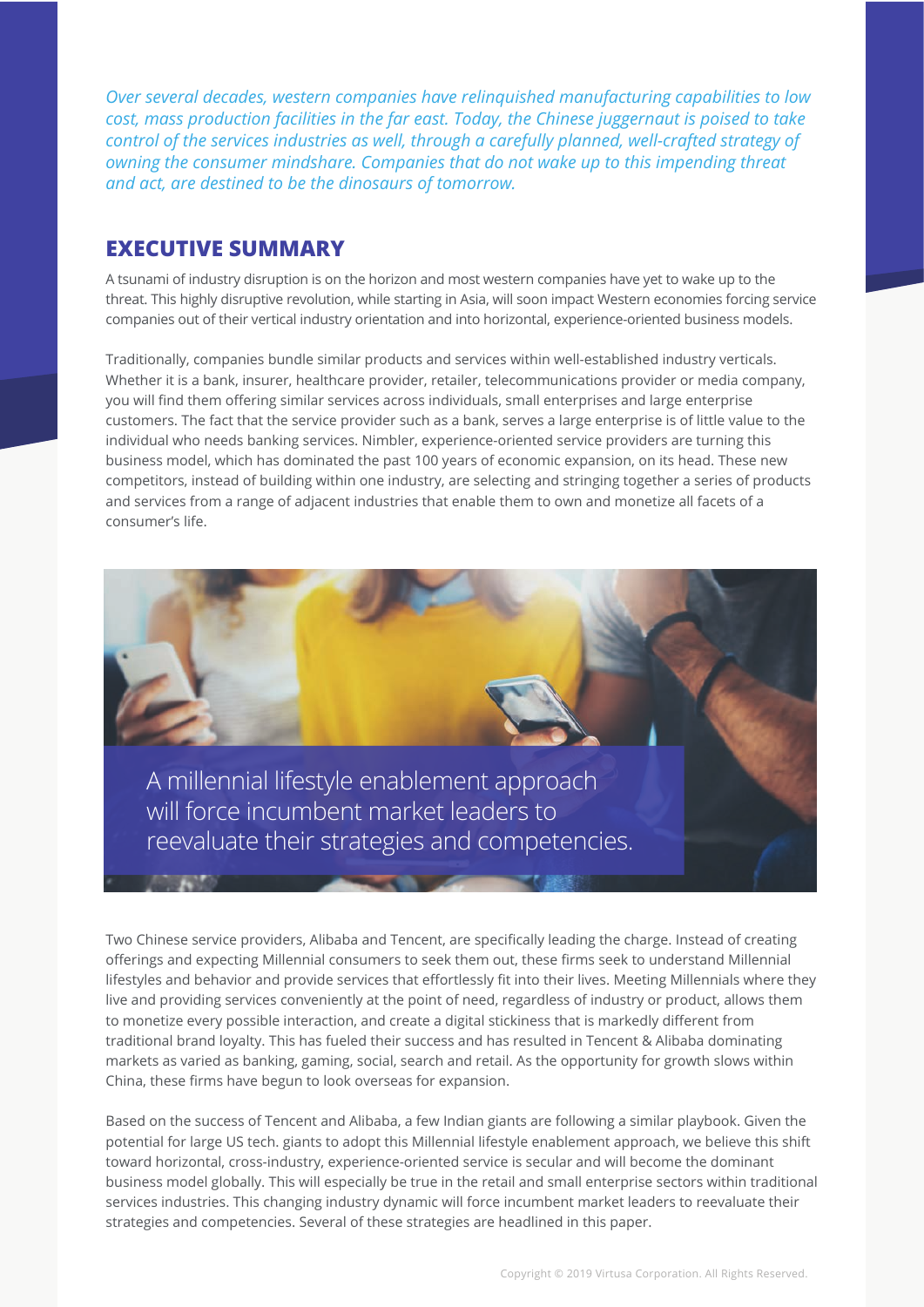*Over several decades, western companies have relinquished manufacturing capabilities to low cost, mass production facilities in the far east. Today, the Chinese juggernaut is poised to take control of the services industries as well, through a carefully planned, well-crafted strategy of owning the consumer mindshare. Companies that do not wake up to this impending threat and act, are destined to be the dinosaurs of tomorrow.*

## EXECUTIVE SUMMARY

A tsunami of industry disruption is on the horizon and most western companies have yet to wake up to the threat. This highly disruptive revolution, while starting in Asia, will soon impact Western economies forcing service companies out of their vertical industry orientation and into horizontal, experience-oriented business models.

Traditionally, companies bundle similar products and services within well-established industry verticals. Whether it is a bank, insurer, healthcare provider, retailer, telecommunications provider or media company, you will find them offering similar services across individuals, small enterprises and large enterprise customers. The fact that the service provider such as a bank, serves a large enterprise is of little value to the individual who needs banking services. Nimbler, experience-oriented service providers are turning this business model, which has dominated the past 100 years of economic expansion, on its head. These new competitors, instead of building within one industry, are selecting and stringing together a series of products and services from a range of adjacent industries that enable them to own and monetize all facets of a consumer's life.

> A millennial lifestyle enablement approach will force incumbent market leaders to reevaluate their strategies and competencies.

Two Chinese service providers, Alibaba and Tencent, are specifically leading the charge. Instead of creating offerings and expecting Millennial consumers to seek them out, these firms seek to understand Millennial lifestyles and behavior and provide services that effortlessly fit into their lives. Meeting Millennials where they live and providing services conveniently at the point of need, regardless of industry or product, allows them to monetize every possible interaction, and create a digital stickiness that is markedly different from traditional brand loyalty. This has fueled their success and has resulted in Tencent & Alibaba dominating markets as varied as banking, gaming, social, search and retail. As the opportunity for growth slows within China, these firms have begun to look overseas for expansion.

Based on the success of Tencent and Alibaba, a few Indian giants are following a similar playbook. Given the potential for large US tech. giants to adopt this Millennial lifestyle enablement approach, we believe this shift toward horizontal, cross-industry, experience-oriented service is secular and will become the dominant business model globally. This will especially be true in the retail and small enterprise sectors within traditional services industries. This changing industry dynamic will force incumbent market leaders to reevaluate their strategies and competencies. Several of these strategies are headlined in this paper.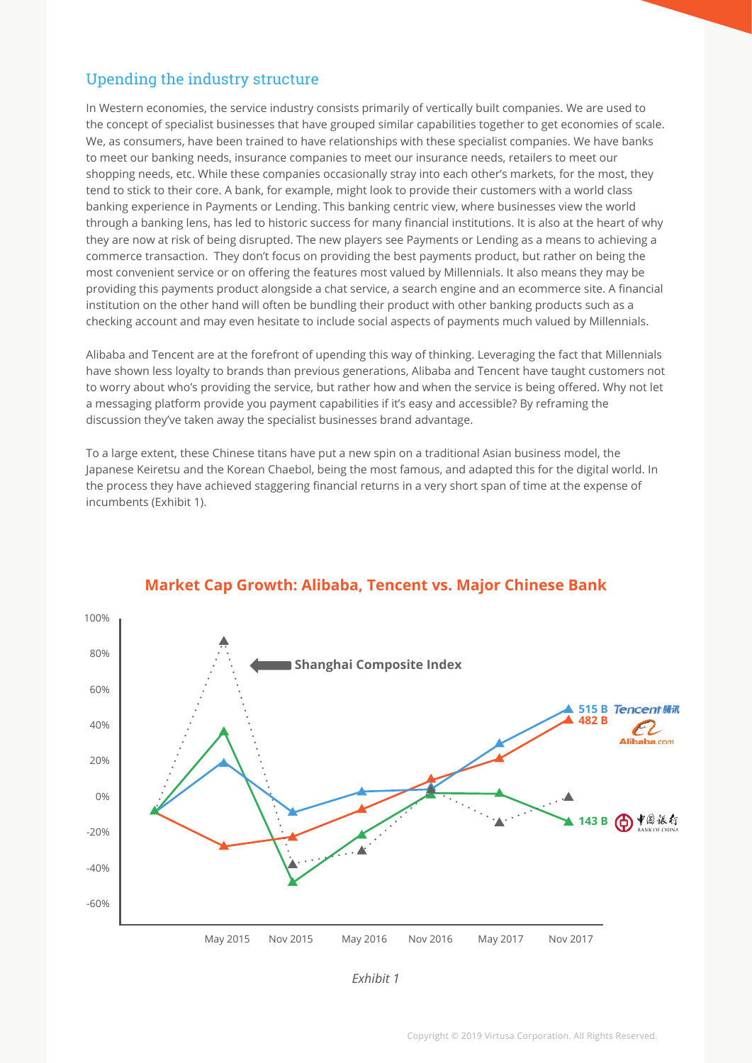## Upending the industry structure

In Western economies, the service industry consists primarily of vertically built companies. We are used to the concept of specialist businesses that have grouped similar capabilities together to get economies of scale. We, as consumers, have been trained to have relationships with these specialist companies. We have banks to meet our banking needs, insurance companies to meet our insurance needs, retailers to meet our shopping needs, etc. While these companies occasionally stray into each other's markets, for the most, they tend to stick to their core. A bank, for example, might look to provide their customers with a world class banking experience in Payments or Lending. This banking centric view, where businesses view the world through a banking lens, has led to historic success for many financial institutions. It is also at the heart of why they are now at risk of being disrupted. The new players see Payments or Lending as a means to achieving a commerce transaction. They don't focus on providing the best payments product, but rather on being the most convenient service or on offering the features most valued by Millennials. It also means they may be providing this payments product alongside a chat service, a search engine and an ecommerce site. A financial institution on the other hand will often be bundling their product with other banking products such as a checking account and may even hesitate to include social aspects of payments much valued by Millennials.

Alibaba and Tencent are at the forefront of upending this way of thinking. Leveraging the fact that Millennials have shown less loyalty to brands than previous generations, Alibaba and Tencent have taught customers not to worry about who's providing the service, but rather how and when the service is being offered. Why not let a messaging platform provide you payment capabilities if it's easy and accessible? By reframing the discussion they've taken away the specialist businesses brand advantage.

To a large extent, these Chinese titans have put a new spin on a traditional Asian business model, the Japanese Keiretsu and the Korean Chaebol, being the most famous, and adapted this for the digital world. In the process they have achieved staggering financial returns in a very short span of time at the expense of incumbents (Exhibit 1).

**Market Cap Growth: Alibaba, Tencent vs. Major Chinese Bank**

*Exhibit 1*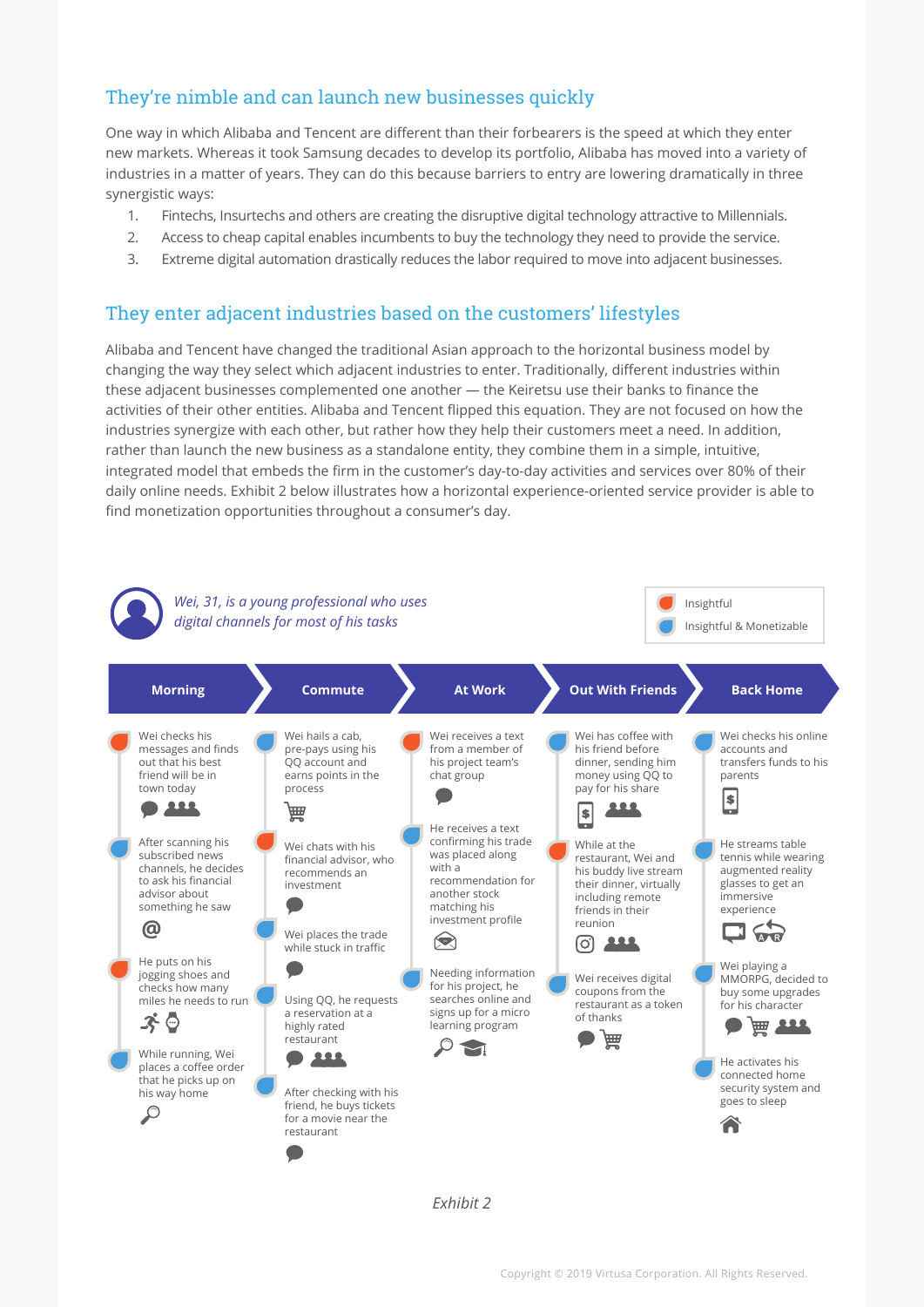## They're nimble and can launch new businesses quickly

One way in which Alibaba and Tencent are different than their forbearers is the speed at which they enter new markets. Whereas it took Samsung decades to develop its portfolio, Alibaba has moved into a variety of industries in a matter of years. They can do this because barriers to entry are lowering dramatically in three synergistic ways:

1. Fintechs, Insurtechs and others are creating the disruptive digital technology attractive to Millennials.
2. Access to cheap capital enables incumbents to buy the technology they need to provide the service.
3. Extreme digital automation drastically reduces the labor required to move into adjacent businesses.

## They enter adjacent industries based on the customers' lifestyles

Alibaba and Tencent have changed the traditional Asian approach to the horizontal business model by changing the way they select which adjacent industries to enter. Traditionally, different industries within these adjacent businesses complemented one another — the Keiretsu use their banks to finance the activities of their other entities. Alibaba and Tencent flipped this equation. They are not focused on how the industries synergize with each other, but rather how they help their customers meet a need. In addition, rather than launch the new business as a standalone entity, they combine them in a simple, intuitive, integrated model that embeds the firm in the customer's day-to-day activities and services over 80% of their daily online needs. Exhibit 2 below illustrates how a horizontal experience-oriented service provider is able to find monetization opportunities throughout a consumer's day.

*Wei, 31, is a young professional who uses digital channels for most of his tasks*

Legend: Insightful (orange) | Insightful & Monetizable (blue)

**Morning**
- (Insightful) Wei checks his messages and finds out that his best friend will be in town today
- (Insightful & Monetizable) After scanning his subscribed news channels, he decides to ask his financial advisor about something he saw
- (Insightful) He puts on his jogging shoes and checks how many miles he needs to run
- (Insightful & Monetizable) While running, Wei places a coffee order that he picks up on his way home

**Commute**
- (Insightful & Monetizable) Wei hails a cab, pre-pays using his QQ account and earns points in the process
- (Insightful) Wei chats with his financial advisor, who recommends an investment
- (Insightful & Monetizable) Wei places the trade while stuck in traffic
- (Insightful & Monetizable) Using QQ, he requests a reservation at a highly rated restaurant
- (Insightful & Monetizable) After checking with his friend, he buys tickets for a movie near the restaurant

**At Work**
- (Insightful) Wei receives a text from a member of his project team's chat group
- (Insightful & Monetizable) He receives a text confirming his trade was placed along with a recommendation for another stock matching his investment profile
- (Insightful & Monetizable) Needing information for his project, he searches online and signs up for a micro learning program

**Out With Friends**
- (Insightful & Monetizable) Wei has coffee with his friend before dinner, sending him money using QQ to pay for his share
- (Insightful) While at the restaurant, Wei and his buddy live stream their dinner, virtually including remote friends in their reunion
- (Insightful & Monetizable) Wei receives digital coupons from the restaurant as a token of thanks

**Back Home**
- (Insightful & Monetizable) Wei checks his online accounts and transfers funds to his parents
- (Insightful & Monetizable) He streams table tennis while wearing augmented reality glasses to get an immersive experience
- (Insightful & Monetizable) Wei playing a MMORPG, decided to buy some upgrades for his character
- (Insightful & Monetizable) He activates his connected home security system and goes to sleep

*Exhibit 2*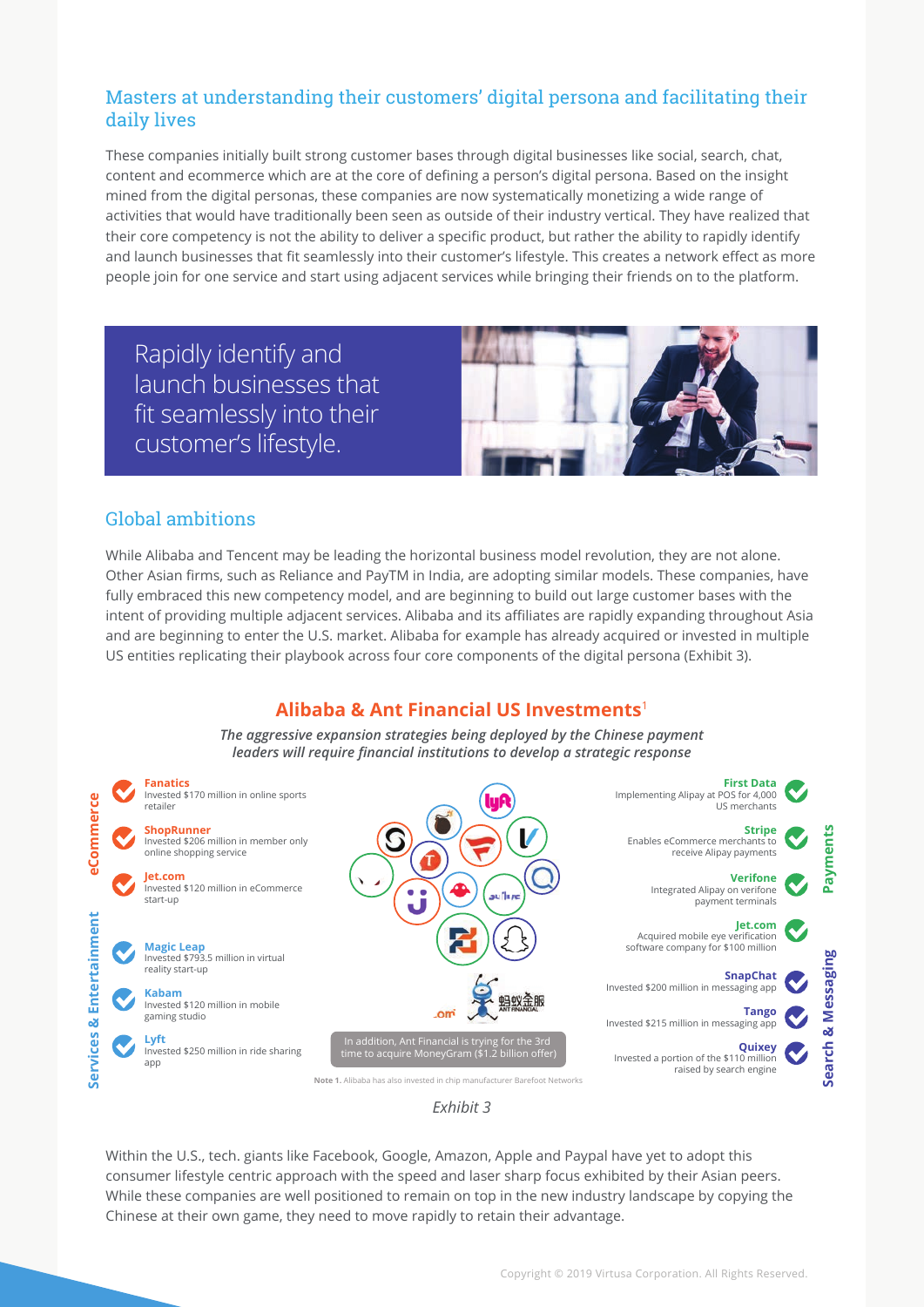## Masters at understanding their customers' digital persona and facilitating their daily lives

These companies initially built strong customer bases through digital businesses like social, search, chat, content and ecommerce which are at the core of defining a person's digital persona. Based on the insight mined from the digital personas, these companies are now systematically monetizing a wide range of activities that would have traditionally been seen as outside of their industry vertical. They have realized that their core competency is not the ability to deliver a specific product, but rather the ability to rapidly identify and launch businesses that fit seamlessly into their customer's lifestyle. This creates a network effect as more people join for one service and start using adjacent services while bringing their friends on to the platform.

> Rapidly identify and launch businesses that fit seamlessly into their customer's lifestyle.

## Global ambitions

While Alibaba and Tencent may be leading the horizontal business model revolution, they are not alone. Other Asian firms, such as Reliance and PayTM in India, are adopting similar models. These companies, have fully embraced this new competency model, and are beginning to build out large customer bases with the intent of providing multiple adjacent services. Alibaba and its affiliates are rapidly expanding throughout Asia and are beginning to enter the U.S. market. Alibaba for example has already acquired or invested in multiple US entities replicating their playbook across four core components of the digital persona (Exhibit 3).

### Alibaba & Ant Financial US Investments[1]

*The aggressive expansion strategies being deployed by the Chinese payment leaders will require financial institutions to develop a strategic response*

**eCommerce**

- **Fanatics** – Invested $170 million in online sports retailer
- **ShopRunner** – Invested $206 million in member only online shopping service
- **Jet.com** – Invested $120 million in eCommerce start-up

**Services & Entertainment**

- **Magic Leap** – Invested $793.5 million in virtual reality start-up
- **Kabam** – Invested $120 million in mobile gaming studio
- **Lyft** – Invested $250 million in ride sharing app

**Payments**

- **First Data** – Implementing Alipay at POS for 4,000 US merchants
- **Stripe** – Enables eCommerce merchants to receive Alipay payments
- **Verifone** – Integrated Alipay on verifone payment terminals
- **Jet.com** – Acquired mobile eye verification software company for $100 million

**Search & Messaging**

- **SnapChat** – Invested $200 million in messaging app
- **Tango** – Invested $215 million in messaging app
- **Quixey** – Invested a portion of the $110 million raised by search engine

In addition, Ant Financial is trying for the 3rd time to acquire MoneyGram ($1.2 billion offer)

**Note 1.** Alibaba has also invested in chip manufacturer Barefoot Networks

*Exhibit 3*

Within the U.S., tech. giants like Facebook, Google, Amazon, Apple and Paypal have yet to adopt this consumer lifestyle centric approach with the speed and laser sharp focus exhibited by their Asian peers. While these companies are well positioned to remain on top in the new industry landscape by copying the Chinese at their own game, they need to move rapidly to retain their advantage.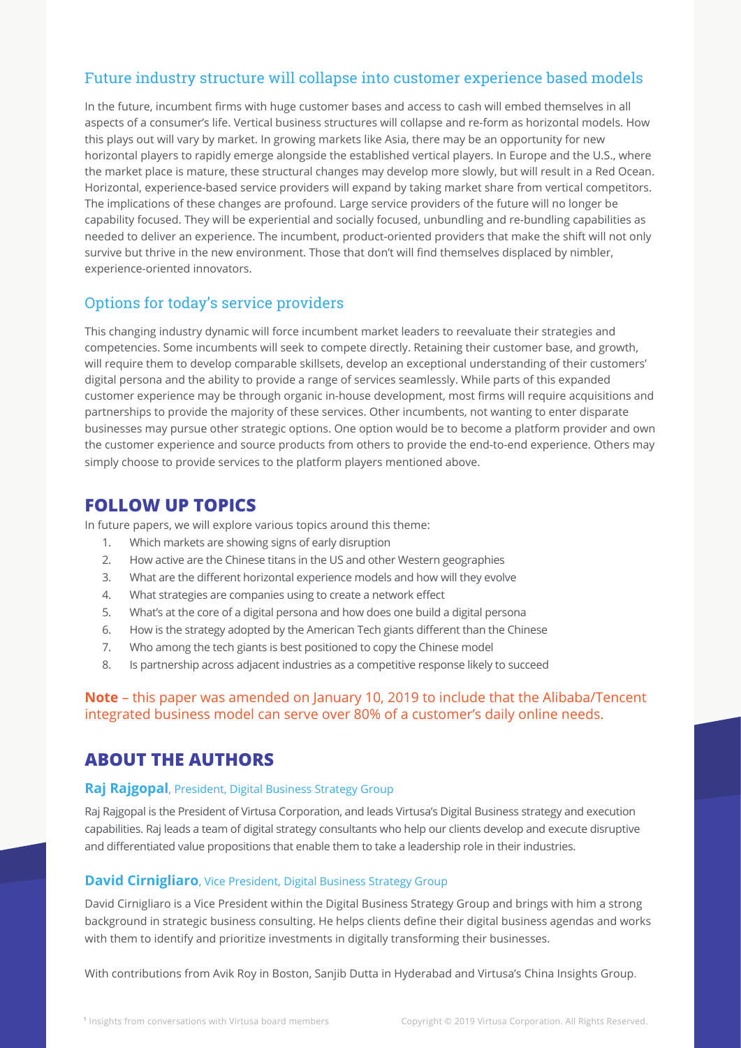## Future industry structure will collapse into customer experience based models

In the future, incumbent firms with huge customer bases and access to cash will embed themselves in all aspects of a consumer's life. Vertical business structures will collapse and re-form as horizontal models. How this plays out will vary by market. In growing markets like Asia, there may be an opportunity for new horizontal players to rapidly emerge alongside the established vertical players. In Europe and the U.S., where the market place is mature, these structural changes may develop more slowly, but will result in a Red Ocean. Horizontal, experience-based service providers will expand by taking market share from vertical competitors. The implications of these changes are profound. Large service providers of the future will no longer be capability focused. They will be experiential and socially focused, unbundling and re-bundling capabilities as needed to deliver an experience. The incumbent, product-oriented providers that make the shift will not only survive but thrive in the new environment. Those that don't will find themselves displaced by nimbler, experience-oriented innovators.

## Options for today's service providers

This changing industry dynamic will force incumbent market leaders to reevaluate their strategies and competencies. Some incumbents will seek to compete directly. Retaining their customer base, and growth, will require them to develop comparable skillsets, develop an exceptional understanding of their customers' digital persona and the ability to provide a range of services seamlessly. While parts of this expanded customer experience may be through organic in-house development, most firms will require acquisitions and partnerships to provide the majority of these services. Other incumbents, not wanting to enter disparate businesses may pursue other strategic options. One option would be to become a platform provider and own the customer experience and source products from others to provide the end-to-end experience. Others may simply choose to provide services to the platform players mentioned above.

# FOLLOW UP TOPICS

In future papers, we will explore various topics around this theme:

1. Which markets are showing signs of early disruption
2. How active are the Chinese titans in the US and other Western geographies
3. What are the different horizontal experience models and how will they evolve
4. What strategies are companies using to create a network effect
5. What's at the core of a digital persona and how does one build a digital persona
6. How is the strategy adopted by the American Tech giants different than the Chinese
7. Who among the tech giants is best positioned to copy the Chinese model
8. Is partnership across adjacent industries as a competitive response likely to succeed

**Note** – this paper was amended on January 10, 2019 to include that the Alibaba/Tencent integrated business model can serve over 80% of a customer's daily online needs.

# ABOUT THE AUTHORS

### **Raj Rajgopal**, President, Digital Business Strategy Group

Raj Rajgopal is the President of Virtusa Corporation, and leads Virtusa's Digital Business strategy and execution capabilities. Raj leads a team of digital strategy consultants who help our clients develop and execute disruptive and differentiated value propositions that enable them to take a leadership role in their industries.

### **David Cirnigliaro**, Vice President, Digital Business Strategy Group

David Cirnigliaro is a Vice President within the Digital Business Strategy Group and brings with him a strong background in strategic business consulting. He helps clients define their digital business agendas and works with them to identify and prioritize investments in digitally transforming their businesses.

With contributions from Avik Roy in Boston, Sanjib Dutta in Hyderabad and Virtusa's China Insights Group.

[1] Insights from conversations with Virtusa board members

Copyright © 2019 Virtusa Corporation. All Rights Reserved.